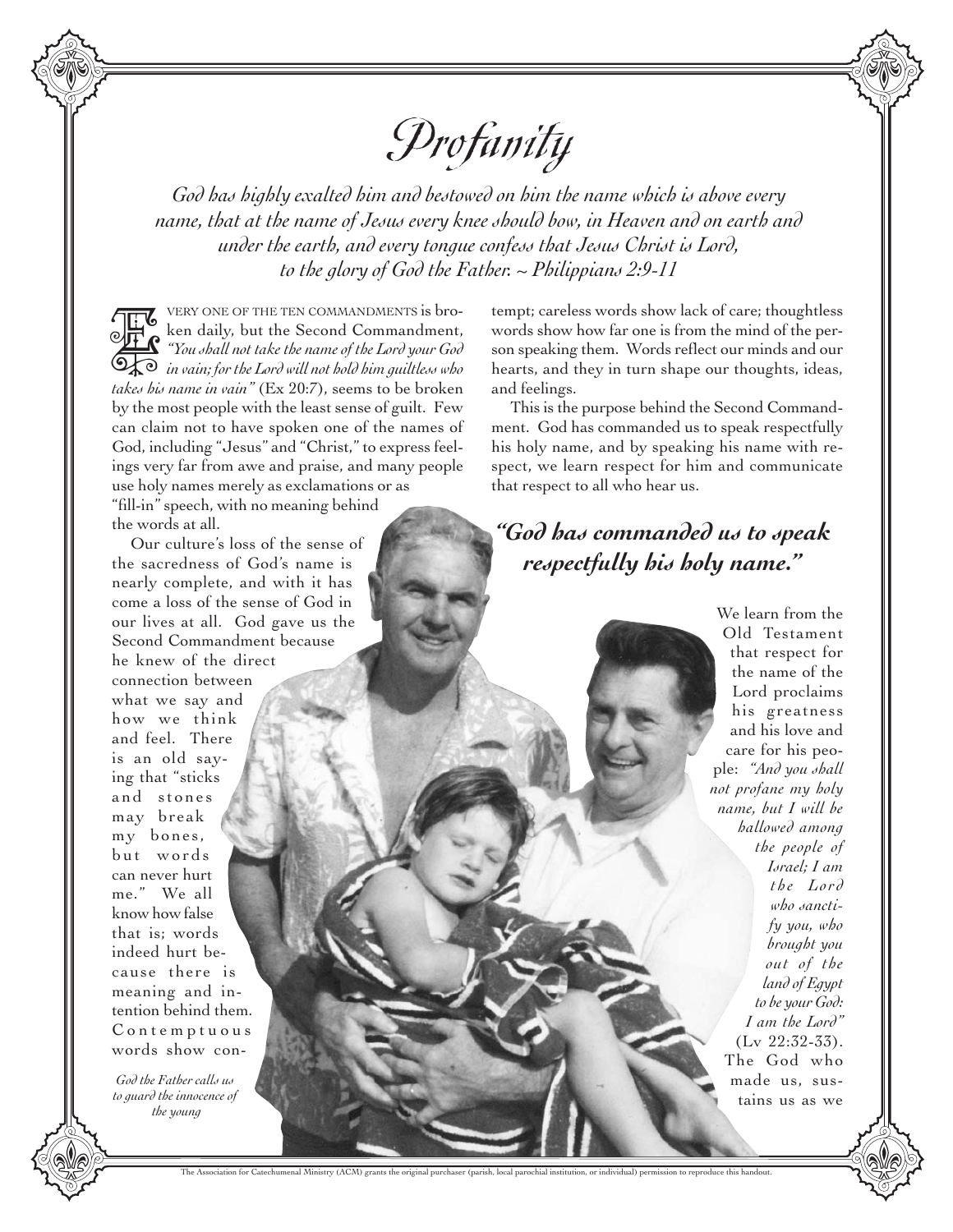# Profanity

*God has highly exalted him and bestowed on him the name which is above every name, that at the name of Jesus every knee should bow, in Heaven and on earth and under the earth, and every tongue confess that Jesus Christ is Lord, to the glory of God the Father. ~ Philippians 2:9-11*

EVERY ONE OF THE TEN COMMANDMENTS is broken daily, but the Second Commandment, *"You shall not take the name of the Lord your God in vain; for the Lord will not hold him guiltless who takes his name in vain"* (Ex 20:7), seems to be broken by the most people with the least sense of guilt. Few can claim not to have spoken one of the names of God, including "Jesus" and "Christ," to express feelings very far from awe and praise, and many people use holy names merely as exclamations or as "fill-in" speech, with no meaning behind the words at all.

Our culture's loss of the sense of the sacredness of God's name is nearly complete, and with it has come a loss of the sense of God in our lives at all. God gave us the Second Commandment because he knew of the direct connection between what we say and how we think and feel. There is an old saying that "sticks and stones may break my bones, but words can never hurt me." We all know how false that is; words indeed hurt because there is meaning and intention behind them. Contemptuous words show contempt; careless words show lack of care; thoughtless words show how far one is from the mind of the person speaking them. Words reflect our minds and our hearts, and they in turn shape our thoughts, ideas, and feelings.

*God the Father calls us to guard the innocence of the young*

This is the purpose behind the Second Commandment. God has commanded us to speak respectfully his holy name, and by speaking his name with respect, we learn respect for him and communicate that respect to all who hear us.

> **"God has commanded us to speak respectfully his holy name."**

We learn from the Old Testament that respect for the name of the Lord proclaims his greatness and his love and care for his people: *"And you shall not profane my holy name, but I will be hallowed among the people of Israel; I am the Lord who sanctify you, who brought you out of the land of Egypt to be your God: I am the Lord"* (Lv 22:32-33). The God who made us, sustains us as we

The Association for Catechumenal Ministry (ACM) grants the original purchaser (parish, local parochial institution, or individual) permission to reproduce this handout.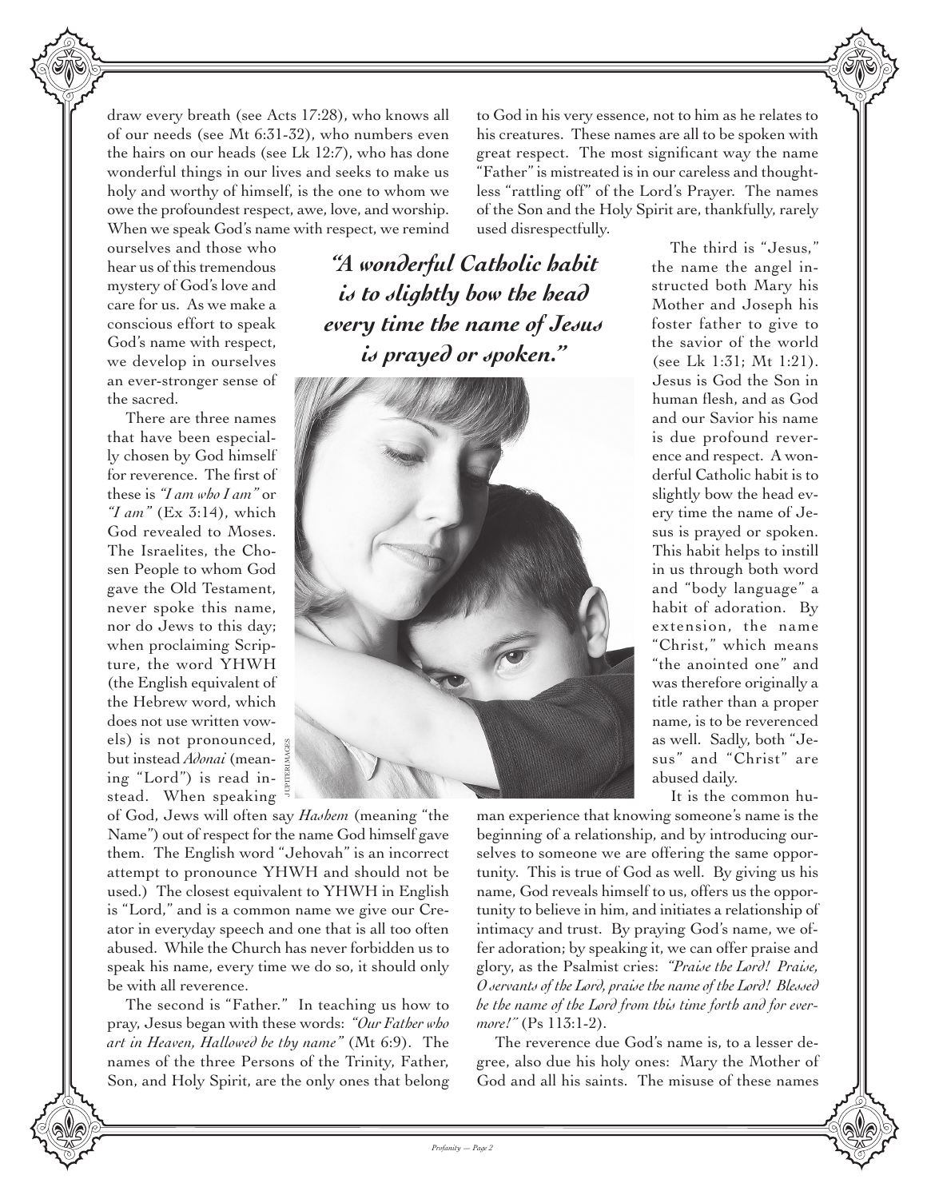draw every breath (see Acts 17:28), who knows all of our needs (see Mt 6:31-32), who numbers even the hairs on our heads (see Lk 12:7), who has done wonderful things in our lives and seeks to make us holy and worthy of himself, is the one to whom we owe the profoundest respect, awe, love, and worship. When we speak God's name with respect, we remind ourselves and those who hear us of this tremendous mystery of God's love and care for us. As we make a conscious effort to speak God's name with respect, we develop in ourselves an ever-stronger sense of the sacred.

***"A wonderful Catholic habit is to slightly bow the head every time the name of Jesus is prayed or spoken."***

There are three names that have been especially chosen by God himself for reverence. The first of these is *"I am who I am"* or *"I am"* (Ex 3:14), which God revealed to Moses. The Israelites, the Chosen People to whom God gave the Old Testament, never spoke this name, nor do Jews to this day; when proclaiming Scripture, the word YHWH (the English equivalent of the Hebrew word, which does not use written vowels) is not pronounced, but instead *Adonai* (meaning "Lord") is read instead. When speaking of God, Jews will often say *Hashem* (meaning "the Name") out of respect for the name God himself gave them. The English word "Jehovah" is an incorrect attempt to pronounce YHWH and should not be used.) The closest equivalent to YHWH in English is "Lord," and is a common name we give our Creator in everyday speech and one that is all too often abused. While the Church has never forbidden us to speak his name, every time we do so, it should only be with all reverence.

The second is "Father." In teaching us how to pray, Jesus began with these words: *"Our Father who art in Heaven, Hallowed be thy name"* (Mt 6:9). The names of the three Persons of the Trinity, Father, Son, and Holy Spirit, are the only ones that belong to God in his very essence, not to him as he relates to his creatures. These names are all to be spoken with great respect. The most significant way the name "Father" is mistreated is in our careless and thoughtless "rattling off" of the Lord's Prayer. The names of the Son and the Holy Spirit are, thankfully, rarely used disrespectfully.

The third is "Jesus," the name the angel instructed both Mary his Mother and Joseph his foster father to give to the savior of the world (see Lk 1:31; Mt 1:21). Jesus is God the Son in human flesh, and as God and our Savior his name is due profound reverence and respect. A wonderful Catholic habit is to slightly bow the head every time the name of Jesus is prayed or spoken. This habit helps to instill in us through both word and "body language" a habit of adoration. By extension, the name "Christ," which means "the anointed one" and was therefore originally a title rather than a proper name, is to be reverenced as well. Sadly, both "Jesus" and "Christ" are abused daily.

It is the common human experience that knowing someone's name is the beginning of a relationship, and by introducing ourselves to someone we are offering the same opportunity. This is true of God as well. By giving us his name, God reveals himself to us, offers us the opportunity to believe in him, and initiates a relationship of intimacy and trust. By praying God's name, we offer adoration; by speaking it, we can offer praise and glory, as the Psalmist cries: *"Praise the Lord! Praise, O servants of the Lord, praise the name of the Lord! Blessed be the name of the Lord from this time forth and for evermore!"* (Ps 113:1-2).

The reverence due God's name is, to a lesser degree, also due his holy ones: Mary the Mother of God and all his saints. The misuse of these names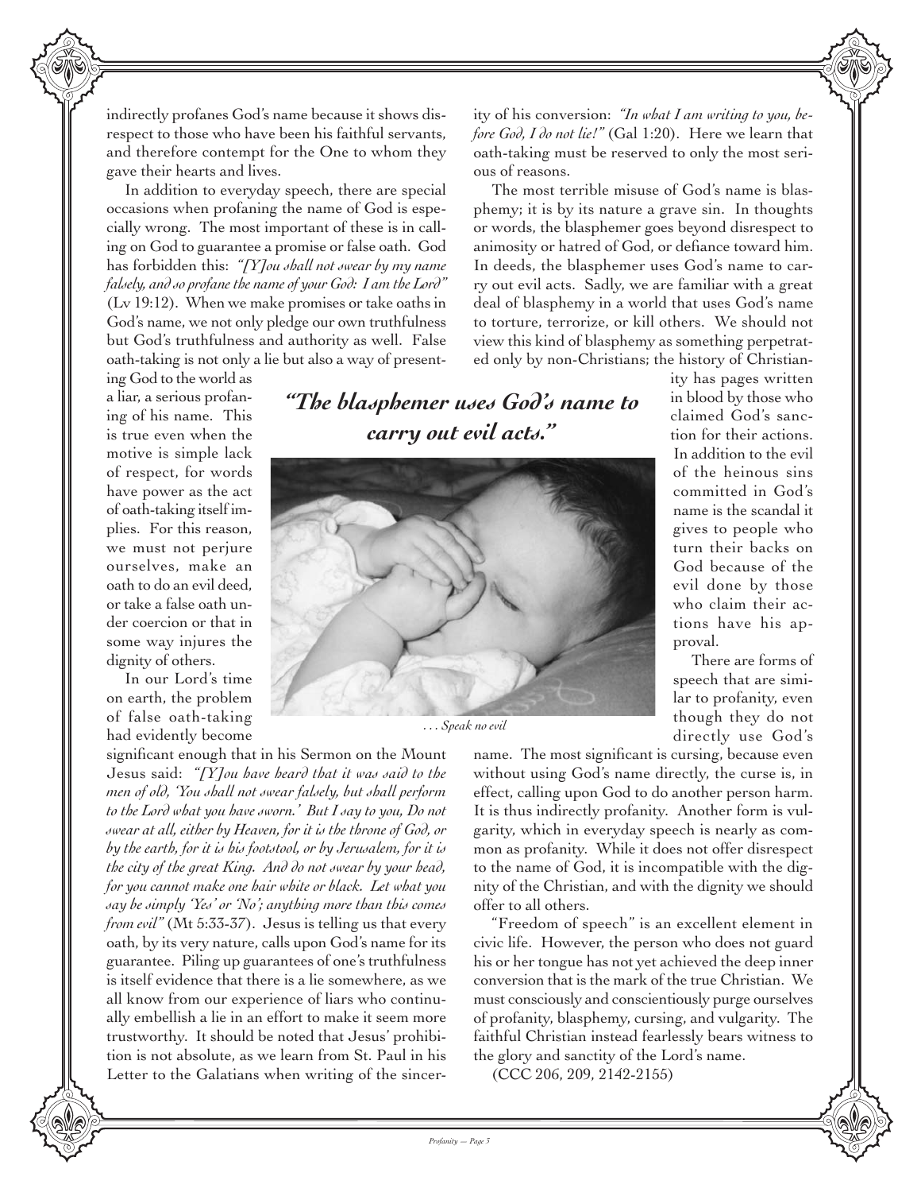indirectly profanes God's name because it shows disrespect to those who have been his faithful servants, and therefore contempt for the One to whom they gave their hearts and lives.

In addition to everyday speech, there are special occasions when profaning the name of God is especially wrong. The most important of these is in calling on God to guarantee a promise or false oath. God has forbidden this: *"[Y]ou shall not swear by my name falsely, and so profane the name of your God: I am the Lord"* (Lv 19:12). When we make promises or take oaths in God's name, we not only pledge our own truthfulness but God's truthfulness and authority as well. False oath-taking is not only a lie but also a way of presenting God to the world as a liar, a serious profaning of his name. This is true even when the motive is simple lack of respect, for words have power as the act of oath-taking itself implies. For this reason, we must not perjure ourselves, make an oath to do an evil deed, or take a false oath under coercion or that in some way injures the dignity of others.

In our Lord's time on earth, the problem of false oath-taking had evidently become significant enough that in his Sermon on the Mount Jesus said: *"[Y]ou have heard that it was said to the men of old, 'You shall not swear falsely, but shall perform to the Lord what you have sworn.' But I say to you, Do not swear at all, either by Heaven, for it is the throne of God, or by the earth, for it is his footstool, or by Jerusalem, for it is the city of the great King. And do not swear by your head, for you cannot make one hair white or black. Let what you say be simply 'Yes' or 'No'; anything more than this comes from evil"* (Mt 5:33-37). Jesus is telling us that every oath, by its very nature, calls upon God's name for its guarantee. Piling up guarantees of one's truthfulness is itself evidence that there is a lie somewhere, as we all know from our experience of liars who continually embellish a lie in an effort to make it seem more trustworthy. It should be noted that Jesus' prohibition is not absolute, as we learn from St. Paul in his Letter to the Galatians when writing of the sincerity of his conversion: *"In what I am writing to you, before God, I do not lie!"* (Gal 1:20). Here we learn that oath-taking must be reserved to only the most serious of reasons.

**"The blasphemer uses God's name to carry out evil acts."**

*. . . Speak no evil*

The most terrible misuse of God's name is blasphemy; it is by its nature a grave sin. In thoughts or words, the blasphemer goes beyond disrespect to animosity or hatred of God, or defiance toward him. In deeds, the blasphemer uses God's name to carry out evil acts. Sadly, we are familiar with a great deal of blasphemy in a world that uses God's name to torture, terrorize, or kill others. We should not view this kind of blasphemy as something perpetrated only by non-Christians; the history of Christianity has pages written in blood by those who claimed God's sanction for their actions. In addition to the evil of the heinous sins committed in God's name is the scandal it gives to people who turn their backs on God because of the evil done by those who claim their actions have his approval.

There are forms of speech that are similar to profanity, even though they do not directly use God's name. The most significant is cursing, because even without using God's name directly, the curse is, in effect, calling upon God to do another person harm. It is thus indirectly profanity. Another form is vulgarity, which in everyday speech is nearly as common as profanity. While it does not offer disrespect to the name of God, it is incompatible with the dignity of the Christian, and with the dignity we should offer to all others.

"Freedom of speech" is an excellent element in civic life. However, the person who does not guard his or her tongue has not yet achieved the deep inner conversion that is the mark of the true Christian. We must consciously and conscientiously purge ourselves of profanity, blasphemy, cursing, and vulgarity. The faithful Christian instead fearlessly bears witness to the glory and sanctity of the Lord's name.

(CCC 206, 209, 2142-2155)